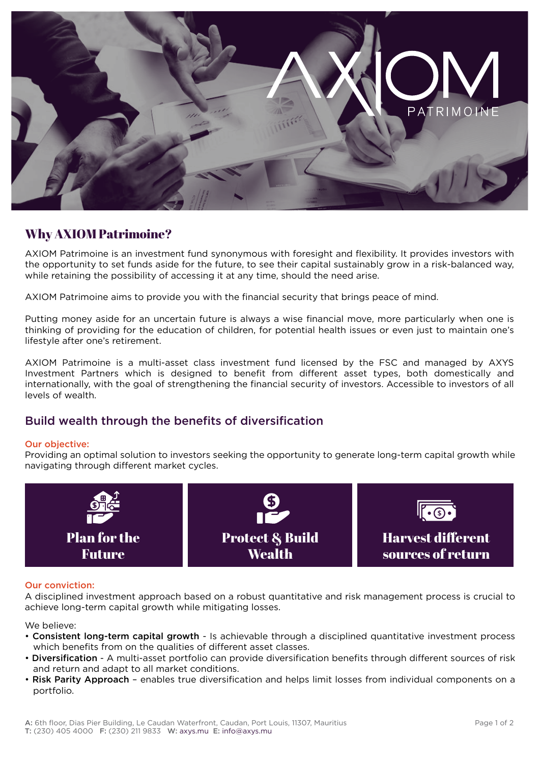# AXIOM PATRIMOINE

## Why AXIOM Patrimoine?

AXIOM Patrimoine is an investment fund synonymous with foresight and flexibility. It provides investors with the opportunity to set funds aside for the future, to see their capital sustainably grow in a risk-balanced way, while retaining the possibility of accessing it at any time, should the need arise.

AXIOM Patrimoine aims to provide you with the financial security that brings peace of mind.

Putting money aside for an uncertain future is always a wise financial move, more particularly when one is thinking of providing for the education of children, for potential health issues or even just to maintain one's lifestyle after one's retirement.

AXIOM Patrimoine is a multi-asset class investment fund licensed by the FSC and managed by AXYS Investment Partners which is designed to benefit from different asset types, both domestically and internationally, with the goal of strengthening the financial security of investors. Accessible to investors of all levels of wealth.

## Build wealth through the benefits of diversification

**Our objective:**

Providing an optimal solution to investors seeking the opportunity to generate long-term capital growth while navigating through different market cycles.

**Plan for the Future** | **Protect & Build Wealth** | **Harvest different sources of return**

**Our conviction:**

A disciplined investment approach based on a robust quantitative and risk management process is crucial to achieve long-term capital growth while mitigating losses.

We believe:

- **Consistent long-term capital growth** - Is achievable through a disciplined quantitative investment process which benefits from on the qualities of different asset classes.
- **Diversification** - A multi-asset portfolio can provide diversification benefits through different sources of risk and return and adapt to all market conditions.
- **Risk Parity Approach** – enables true diversification and helps limit losses from individual components on a portfolio.

A: 6th floor, Dias Pier Building, Le Caudan Waterfront, Caudan, Port Louis, 11307, Mauritius
T: (230) 405 4000 F: (230) 211 9833 W: axys.mu E: info@axys.mu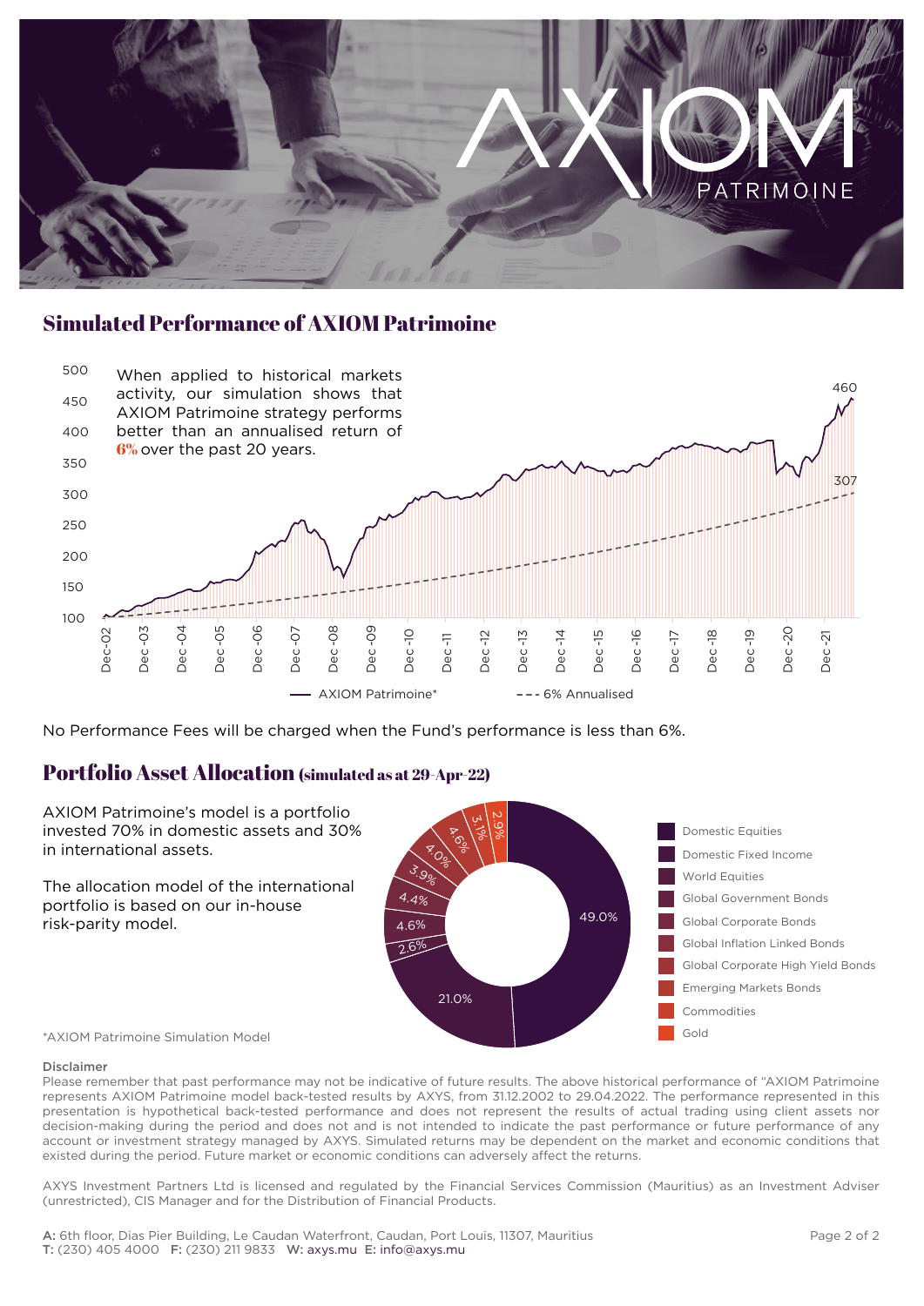AXIOM PATRIMOINE

## Simulated Performance of AXIOM Patrimoine

When applied to historical markets activity, our simulation shows that AXIOM Patrimoine strategy performs better than an annualised return of **6%** over the past 20 years.

500
450
400
350
300
250
200
150
100

460
307

Dec-02 Dec-03 Dec-04 Dec-05 Dec-06 Dec-07 Dec-08 Dec-09 Dec-10 Dec-11 Dec-12 Dec-13 Dec-14 Dec-15 Dec-16 Dec-17 Dec-18 Dec-19 Dec-20 Dec-21

AXIOM Patrimoine* 6% Annualised

No Performance Fees will be charged when the Fund's performance is less than 6%.

## Portfolio Asset Allocation (simulated as at 29-Apr-22)

AXIOM Patrimoine's model is a portfolio invested 70% in domestic assets and 30% in international assets.

The allocation model of the international portfolio is based on our in-house risk-parity model.

49.0%
21.0%
2.6%
4.6%
4.4%
3.9%
4.0%
4.6%
3.1%
2.9%

Domestic Equities
Domestic Fixed Income
World Equities
Global Government Bonds
Global Corporate Bonds
Global Inflation Linked Bonds
Global Corporate High Yield Bonds
Emerging Markets Bonds
Commodities
Gold

*AXIOM Patrimoine Simulation Model

**Disclaimer**

Please remember that past performance may not be indicative of future results. The above historical performance of "AXIOM Patrimoine represents AXIOM Patrimoine model back-tested results by AXYS, from 31.12.2002 to 29.04.2022. The performance represented in this presentation is hypothetical back-tested performance and does not represent the results of actual trading using client assets nor decision-making during the period and does not and is not intended to indicate the past performance or future performance of any account or investment strategy managed by AXYS. Simulated returns may be dependent on the market and economic conditions that existed during the period. Future market or economic conditions can adversely affect the returns.

AXYS Investment Partners Ltd is licensed and regulated by the Financial Services Commission (Mauritius) as an Investment Adviser (unrestricted), CIS Manager and for the Distribution of Financial Products.

**A:** 6th floor, Dias Pier Building, Le Caudan Waterfront, Caudan, Port Louis, 11307, Mauritius
**T:** (230) 405 4000 **F:** (230) 211 9833 **W:** axys.mu **E:** info@axys.mu